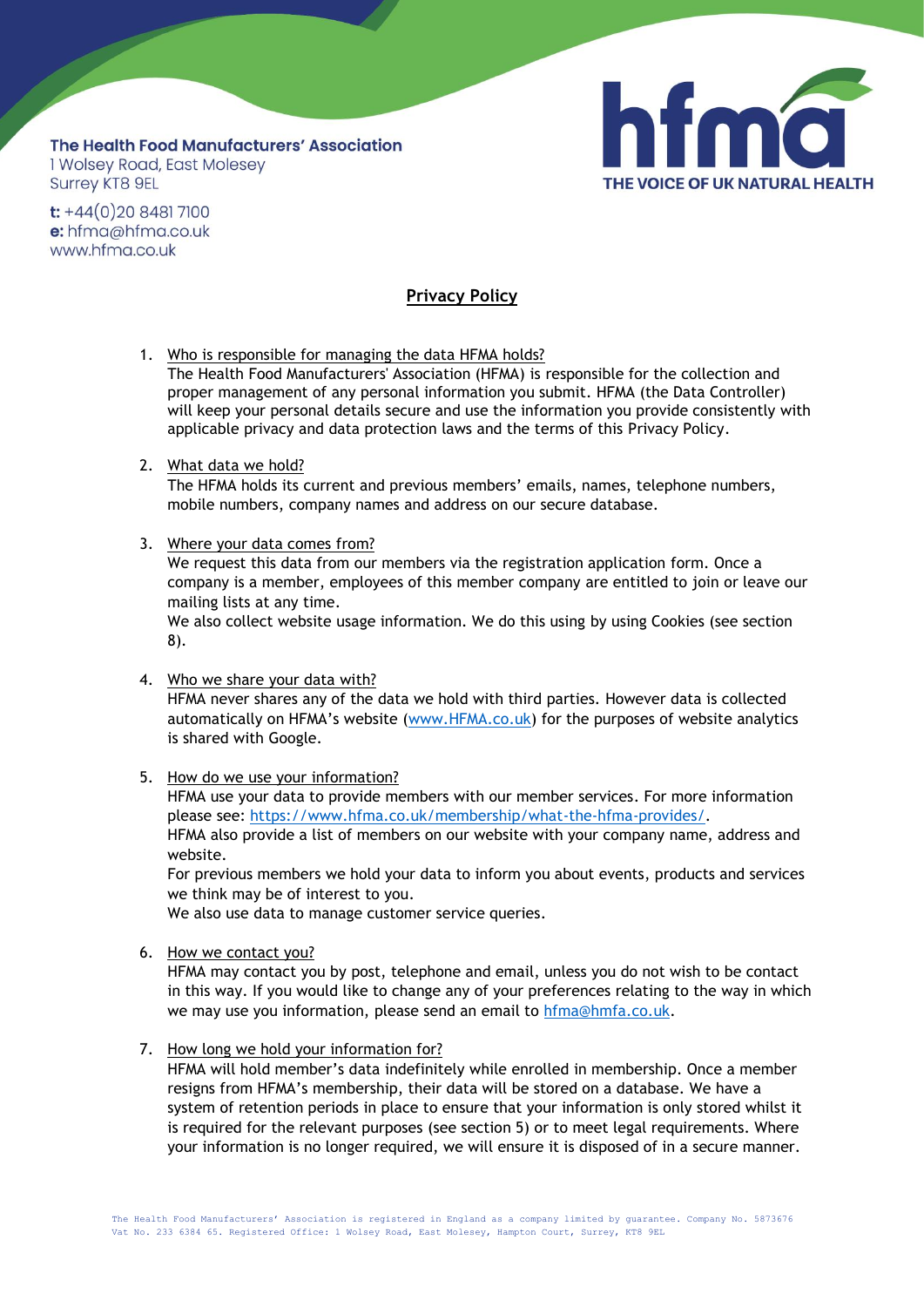**The Health Food Manufacturers' Association**
1 Wolsey Road, East Molesey
Surrey KT8 9EL

**t:** +44(0)20 8481 7100
**e:** hfma@hfma.co.uk
www.hfma.co.uk

hfma
THE VOICE OF UK NATURAL HEALTH

# Privacy Policy

1. Who is responsible for managing the data HFMA holds?
   The Health Food Manufacturers' Association (HFMA) is responsible for the collection and proper management of any personal information you submit. HFMA (the Data Controller) will keep your personal details secure and use the information you provide consistently with applicable privacy and data protection laws and the terms of this Privacy Policy.

2. What data we hold?
   The HFMA holds its current and previous members' emails, names, telephone numbers, mobile numbers, company names and address on our secure database.

3. Where your data comes from?
   We request this data from our members via the registration application form. Once a company is a member, employees of this member company are entitled to join or leave our mailing lists at any time.
   We also collect website usage information. We do this using by using Cookies (see section 8).

4. Who we share your data with?
   HFMA never shares any of the data we hold with third parties. However data is collected automatically on HFMA's website (www.HFMA.co.uk) for the purposes of website analytics is shared with Google.

5. How do we use your information?
   HFMA use your data to provide members with our member services. For more information please see: https://www.hfma.co.uk/membership/what-the-hfma-provides/.
   HFMA also provide a list of members on our website with your company name, address and website.
   For previous members we hold your data to inform you about events, products and services we think may be of interest to you.
   We also use data to manage customer service queries.

6. How we contact you?
   HFMA may contact you by post, telephone and email, unless you do not wish to be contact in this way. If you would like to change any of your preferences relating to the way in which we may use you information, please send an email to hfma@hmfa.co.uk.

7. How long we hold your information for?
   HFMA will hold member's data indefinitely while enrolled in membership. Once a member resigns from HFMA's membership, their data will be stored on a database. We have a system of retention periods in place to ensure that your information is only stored whilst it is required for the relevant purposes (see section 5) or to meet legal requirements. Where your information is no longer required, we will ensure it is disposed of in a secure manner.

The Health Food Manufacturers' Association is registered in England as a company limited by guarantee. Company No. 5873676 Vat No. 233 6384 65. Registered Office: 1 Wolsey Road, East Molesey, Hampton Court, Surrey, KT8 9EL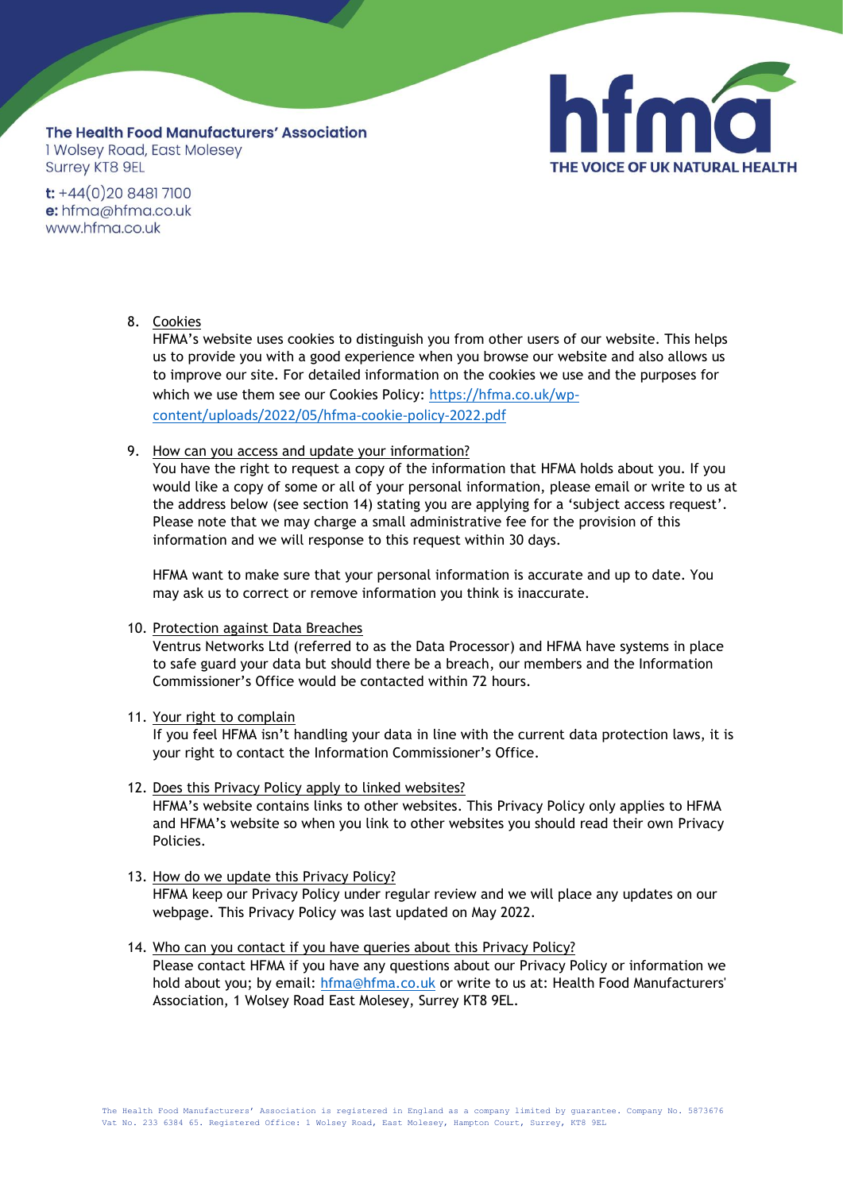The Health Food Manufacturers' Association
1 Wolsey Road, East Molesey
Surrey KT8 9EL

t: +44(0)20 8481 7100
e: hfma@hfma.co.uk
www.hfma.co.uk

hfma
THE VOICE OF UK NATURAL HEALTH

8. Cookies
   HFMA's website uses cookies to distinguish you from other users of our website. This helps us to provide you with a good experience when you browse our website and also allows us to improve our site. For detailed information on the cookies we use and the purposes for which we use them see our Cookies Policy: https://hfma.co.uk/wp-content/uploads/2022/05/hfma-cookie-policy-2022.pdf

9. How can you access and update your information?
   You have the right to request a copy of the information that HFMA holds about you. If you would like a copy of some or all of your personal information, please email or write to us at the address below (see section 14) stating you are applying for a 'subject access request'. Please note that we may charge a small administrative fee for the provision of this information and we will response to this request within 30 days.

   HFMA want to make sure that your personal information is accurate and up to date. You may ask us to correct or remove information you think is inaccurate.

10. Protection against Data Breaches
    Ventrus Networks Ltd (referred to as the Data Processor) and HFMA have systems in place to safe guard your data but should there be a breach, our members and the Information Commissioner's Office would be contacted within 72 hours.

11. Your right to complain
    If you feel HFMA isn't handling your data in line with the current data protection laws, it is your right to contact the Information Commissioner's Office.

12. Does this Privacy Policy apply to linked websites?
    HFMA's website contains links to other websites. This Privacy Policy only applies to HFMA and HFMA's website so when you link to other websites you should read their own Privacy Policies.

13. How do we update this Privacy Policy?
    HFMA keep our Privacy Policy under regular review and we will place any updates on our webpage. This Privacy Policy was last updated on May 2022.

14. Who can you contact if you have queries about this Privacy Policy?
    Please contact HFMA if you have any questions about our Privacy Policy or information we hold about you; by email: hfma@hfma.co.uk or write to us at: Health Food Manufacturers' Association, 1 Wolsey Road East Molesey, Surrey KT8 9EL.

The Health Food Manufacturers' Association is registered in England as a company limited by guarantee. Company No. 5873676
Vat No. 233 6384 65. Registered Office: 1 Wolsey Road, East Molesey, Hampton Court, Surrey, KT8 9EL